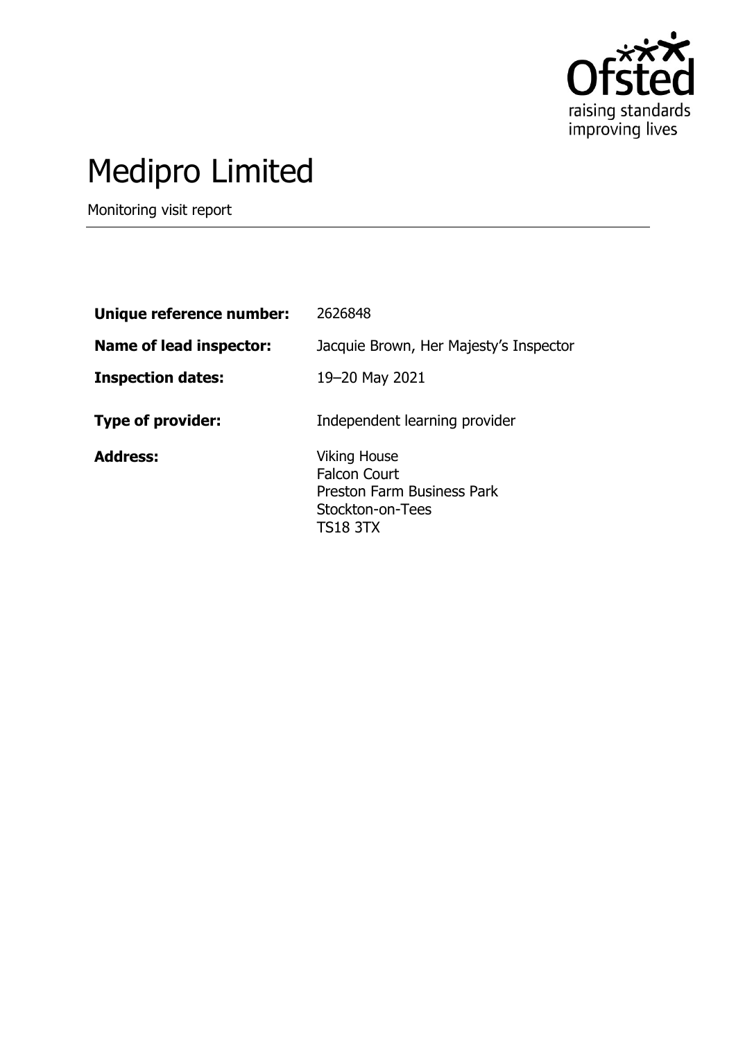# Medipro Limited

Monitoring visit report

| | |
|---|---|
| **Unique reference number:** | 2626848 |
| **Name of lead inspector:** | Jacquie Brown, Her Majesty's Inspector |
| **Inspection dates:** | 19–20 May 2021 |
| **Type of provider:** | Independent learning provider |
| **Address:** | Viking House<br>Falcon Court<br>Preston Farm Business Park<br>Stockton-on-Tees<br>TS18 3TX |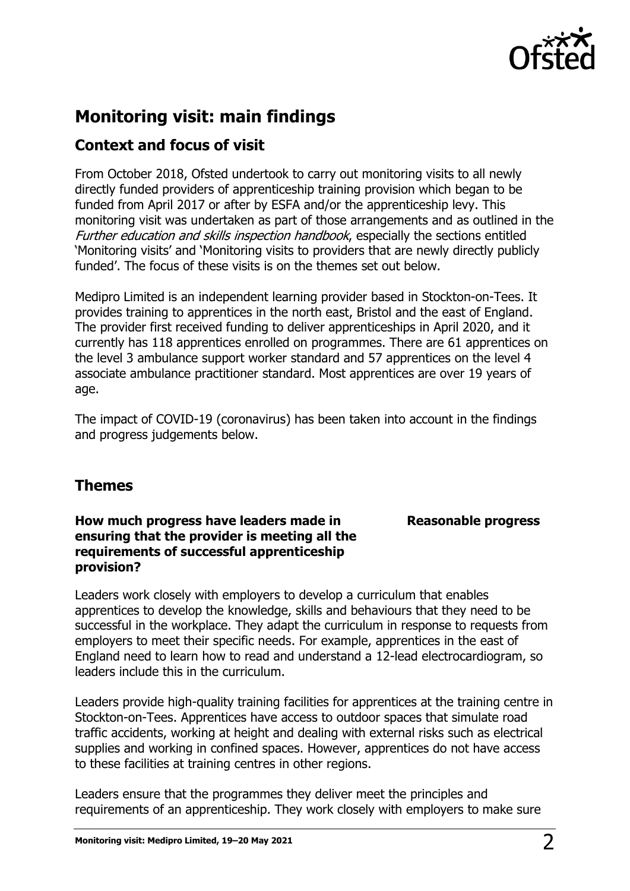## Monitoring visit: main findings

### Context and focus of visit

From October 2018, Ofsted undertook to carry out monitoring visits to all newly directly funded providers of apprenticeship training provision which began to be funded from April 2017 or after by ESFA and/or the apprenticeship levy. This monitoring visit was undertaken as part of those arrangements and as outlined in the *Further education and skills inspection handbook*, especially the sections entitled 'Monitoring visits' and 'Monitoring visits to providers that are newly directly publicly funded'. The focus of these visits is on the themes set out below.

Medipro Limited is an independent learning provider based in Stockton-on-Tees. It provides training to apprentices in the north east, Bristol and the east of England. The provider first received funding to deliver apprenticeships in April 2020, and it currently has 118 apprentices enrolled on programmes. There are 61 apprentices on the level 3 ambulance support worker standard and 57 apprentices on the level 4 associate ambulance practitioner standard. Most apprentices are over 19 years of age.

The impact of COVID-19 (coronavirus) has been taken into account in the findings and progress judgements below.

### Themes

**How much progress have leaders made in ensuring that the provider is meeting all the requirements of successful apprenticeship provision?** — **Reasonable progress**

Leaders work closely with employers to develop a curriculum that enables apprentices to develop the knowledge, skills and behaviours that they need to be successful in the workplace. They adapt the curriculum in response to requests from employers to meet their specific needs. For example, apprentices in the east of England need to learn how to read and understand a 12-lead electrocardiogram, so leaders include this in the curriculum.

Leaders provide high-quality training facilities for apprentices at the training centre in Stockton-on-Tees. Apprentices have access to outdoor spaces that simulate road traffic accidents, working at height and dealing with external risks such as electrical supplies and working in confined spaces. However, apprentices do not have access to these facilities at training centres in other regions.

Leaders ensure that the programmes they deliver meet the principles and requirements of an apprenticeship. They work closely with employers to make sure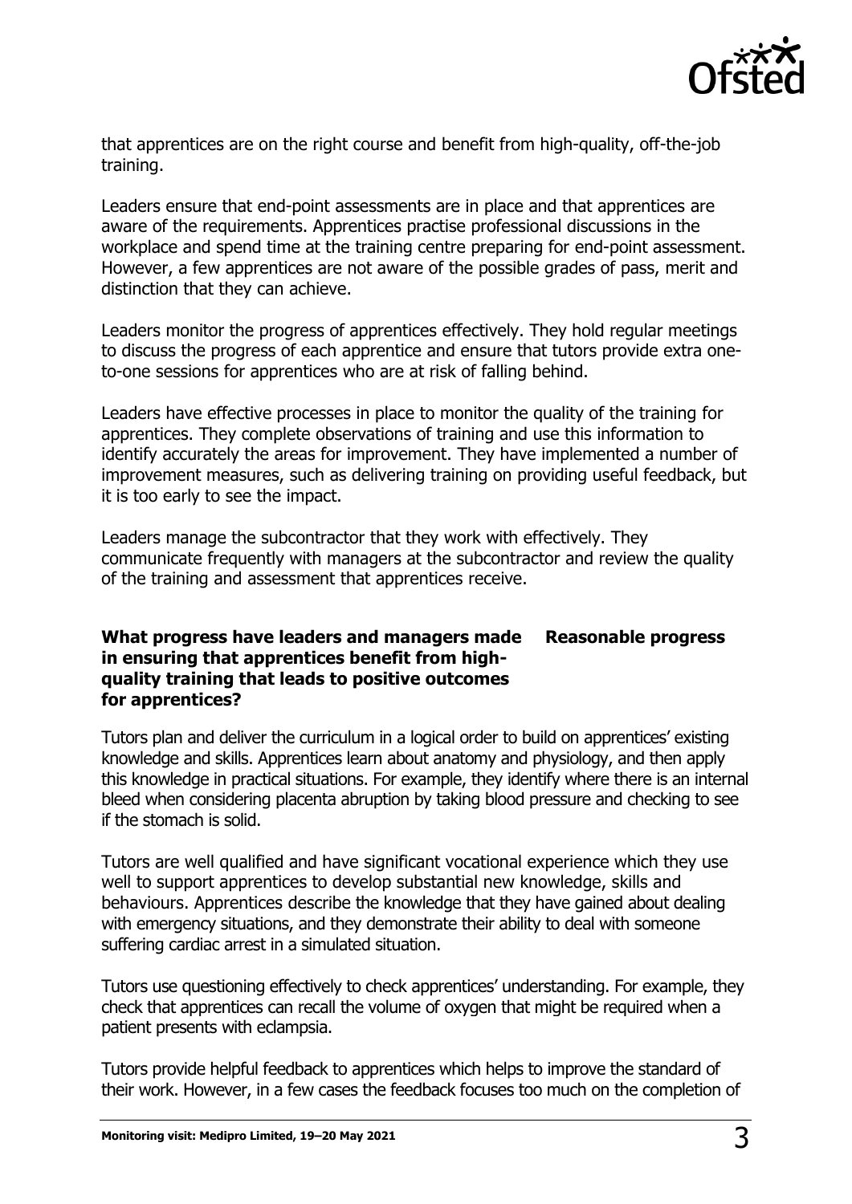that apprentices are on the right course and benefit from high-quality, off-the-job training.

Leaders ensure that end-point assessments are in place and that apprentices are aware of the requirements. Apprentices practise professional discussions in the workplace and spend time at the training centre preparing for end-point assessment. However, a few apprentices are not aware of the possible grades of pass, merit and distinction that they can achieve.

Leaders monitor the progress of apprentices effectively. They hold regular meetings to discuss the progress of each apprentice and ensure that tutors provide extra one-to-one sessions for apprentices who are at risk of falling behind.

Leaders have effective processes in place to monitor the quality of the training for apprentices. They complete observations of training and use this information to identify accurately the areas for improvement. They have implemented a number of improvement measures, such as delivering training on providing useful feedback, but it is too early to see the impact.

Leaders manage the subcontractor that they work with effectively. They communicate frequently with managers at the subcontractor and review the quality of the training and assessment that apprentices receive.

| **What progress have leaders and managers made in ensuring that apprentices benefit from high-quality training that leads to positive outcomes for apprentices?** | **Reasonable progress** |
|---|---|

Tutors plan and deliver the curriculum in a logical order to build on apprentices' existing knowledge and skills. Apprentices learn about anatomy and physiology, and then apply this knowledge in practical situations. For example, they identify where there is an internal bleed when considering placenta abruption by taking blood pressure and checking to see if the stomach is solid.

Tutors are well qualified and have significant vocational experience which they use well to support apprentices to develop substantial new knowledge, skills and behaviours. Apprentices describe the knowledge that they have gained about dealing with emergency situations, and they demonstrate their ability to deal with someone suffering cardiac arrest in a simulated situation.

Tutors use questioning effectively to check apprentices' understanding. For example, they check that apprentices can recall the volume of oxygen that might be required when a patient presents with eclampsia.

Tutors provide helpful feedback to apprentices which helps to improve the standard of their work. However, in a few cases the feedback focuses too much on the completion of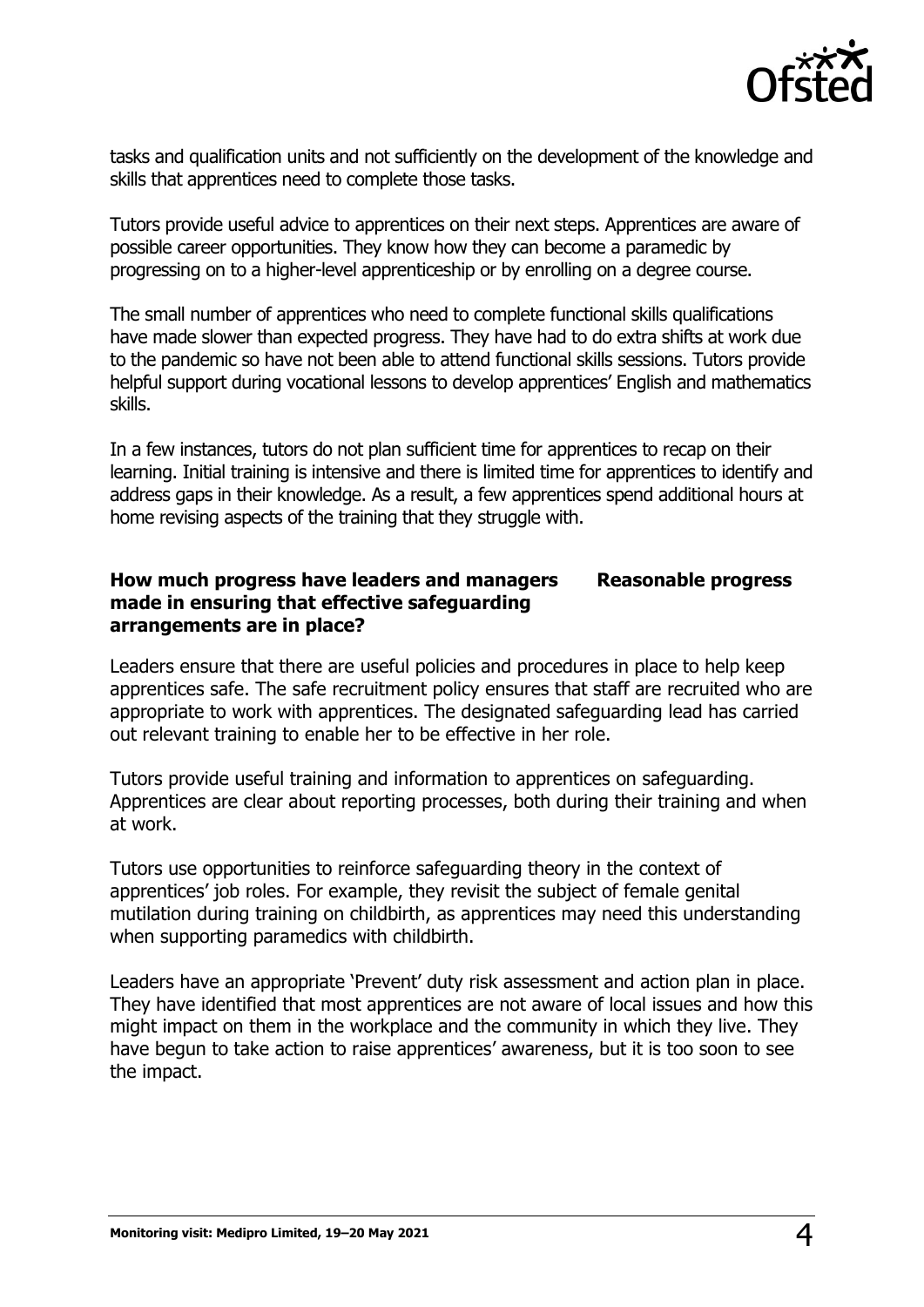tasks and qualification units and not sufficiently on the development of the knowledge and skills that apprentices need to complete those tasks.

Tutors provide useful advice to apprentices on their next steps. Apprentices are aware of possible career opportunities. They know how they can become a paramedic by progressing on to a higher-level apprenticeship or by enrolling on a degree course.

The small number of apprentices who need to complete functional skills qualifications have made slower than expected progress. They have had to do extra shifts at work due to the pandemic so have not been able to attend functional skills sessions. Tutors provide helpful support during vocational lessons to develop apprentices' English and mathematics skills.

In a few instances, tutors do not plan sufficient time for apprentices to recap on their learning. Initial training is intensive and there is limited time for apprentices to identify and address gaps in their knowledge. As a result, a few apprentices spend additional hours at home revising aspects of the training that they struggle with.

**How much progress have leaders and managers made in ensuring that effective safeguarding arrangements are in place?** **Reasonable progress**

Leaders ensure that there are useful policies and procedures in place to help keep apprentices safe. The safe recruitment policy ensures that staff are recruited who are appropriate to work with apprentices. The designated safeguarding lead has carried out relevant training to enable her to be effective in her role.

Tutors provide useful training and information to apprentices on safeguarding. Apprentices are clear about reporting processes, both during their training and when at work.

Tutors use opportunities to reinforce safeguarding theory in the context of apprentices' job roles. For example, they revisit the subject of female genital mutilation during training on childbirth, as apprentices may need this understanding when supporting paramedics with childbirth.

Leaders have an appropriate 'Prevent' duty risk assessment and action plan in place. They have identified that most apprentices are not aware of local issues and how this might impact on them in the workplace and the community in which they live. They have begun to take action to raise apprentices' awareness, but it is too soon to see the impact.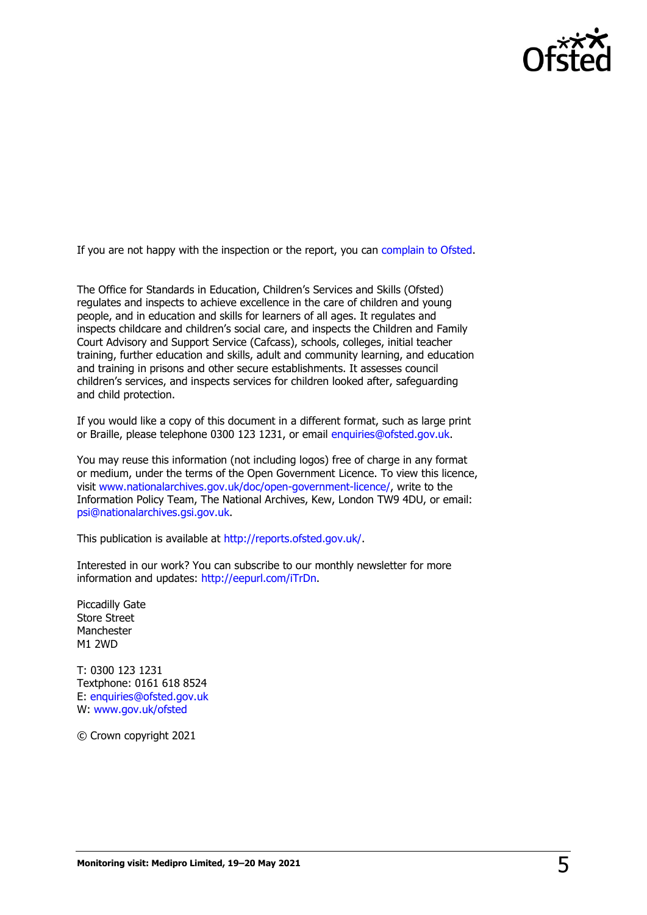If you are not happy with the inspection or the report, you can complain to Ofsted.

The Office for Standards in Education, Children's Services and Skills (Ofsted) regulates and inspects to achieve excellence in the care of children and young people, and in education and skills for learners of all ages. It regulates and inspects childcare and children's social care, and inspects the Children and Family Court Advisory and Support Service (Cafcass), schools, colleges, initial teacher training, further education and skills, adult and community learning, and education and training in prisons and other secure establishments. It assesses council children's services, and inspects services for children looked after, safeguarding and child protection.

If you would like a copy of this document in a different format, such as large print or Braille, please telephone 0300 123 1231, or email enquiries@ofsted.gov.uk.

You may reuse this information (not including logos) free of charge in any format or medium, under the terms of the Open Government Licence. To view this licence, visit www.nationalarchives.gov.uk/doc/open-government-licence/, write to the Information Policy Team, The National Archives, Kew, London TW9 4DU, or email: psi@nationalarchives.gsi.gov.uk.

This publication is available at http://reports.ofsted.gov.uk/.

Interested in our work? You can subscribe to our monthly newsletter for more information and updates: http://eepurl.com/iTrDn.

Piccadilly Gate
Store Street
Manchester
M1 2WD

T: 0300 123 1231
Textphone: 0161 618 8524
E: enquiries@ofsted.gov.uk
W: www.gov.uk/ofsted

© Crown copyright 2021